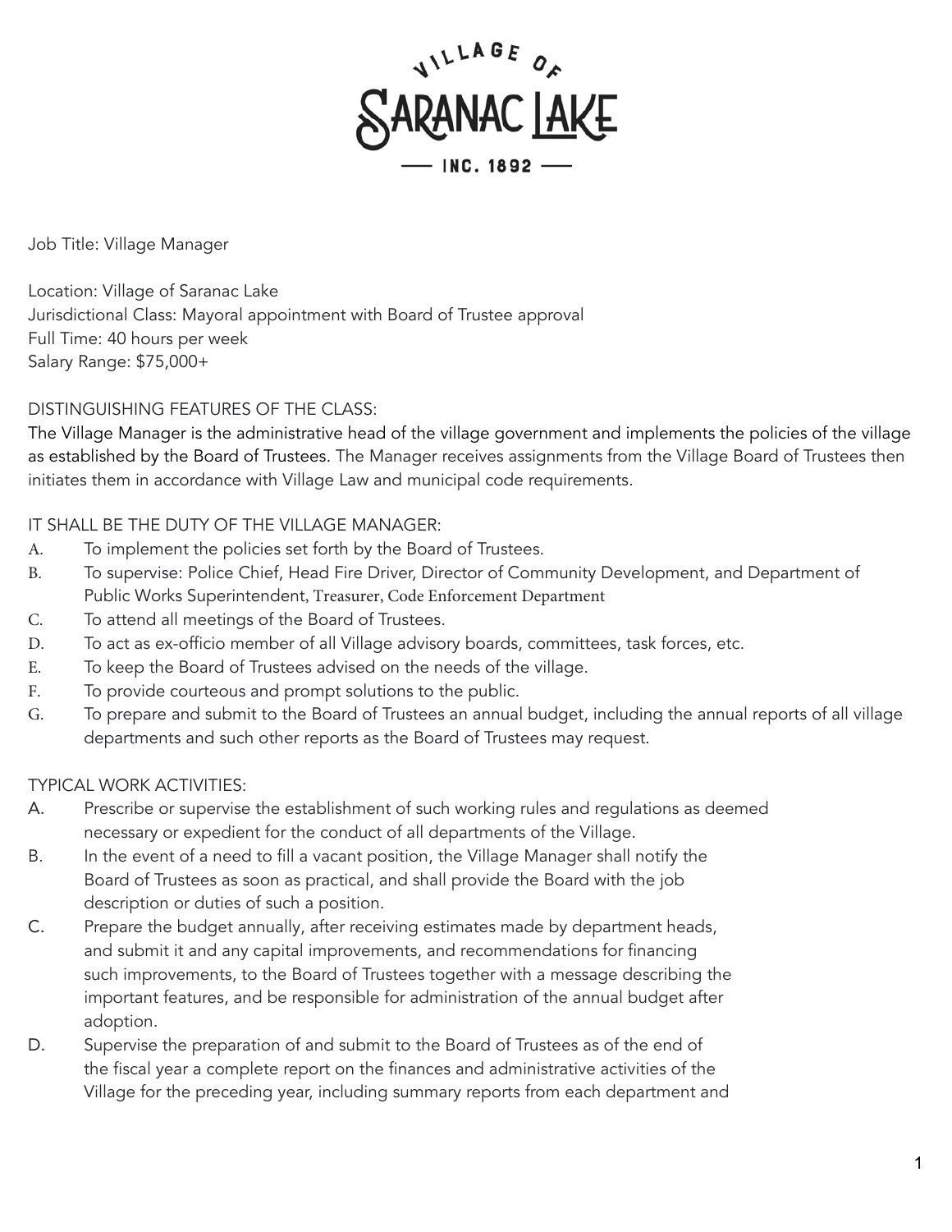VILLAGE OF SARANAC LAKE — INC. 1892 —

Job Title: Village Manager

Location: Village of Saranac Lake
Jurisdictional Class: Mayoral appointment with Board of Trustee approval
Full Time: 40 hours per week
Salary Range: $75,000+

DISTINGUISHING FEATURES OF THE CLASS:
The Village Manager is the administrative head of the village government and implements the policies of the village as established by the Board of Trustees. The Manager receives assignments from the Village Board of Trustees then initiates them in accordance with Village Law and municipal code requirements.

IT SHALL BE THE DUTY OF THE VILLAGE MANAGER:

A. To implement the policies set forth by the Board of Trustees.
B. To supervise: Police Chief, Head Fire Driver, Director of Community Development, and Department of Public Works Superintendent, Treasurer, Code Enforcement Department
C. To attend all meetings of the Board of Trustees.
D. To act as ex-officio member of all Village advisory boards, committees, task forces, etc.
E. To keep the Board of Trustees advised on the needs of the village.
F. To provide courteous and prompt solutions to the public.
G. To prepare and submit to the Board of Trustees an annual budget, including the annual reports of all village departments and such other reports as the Board of Trustees may request.

TYPICAL WORK ACTIVITIES:

A. Prescribe or supervise the establishment of such working rules and regulations as deemed necessary or expedient for the conduct of all departments of the Village.
B. In the event of a need to fill a vacant position, the Village Manager shall notify the Board of Trustees as soon as practical, and shall provide the Board with the job description or duties of such a position.
C. Prepare the budget annually, after receiving estimates made by department heads, and submit it and any capital improvements, and recommendations for financing such improvements, to the Board of Trustees together with a message describing the important features, and be responsible for administration of the annual budget after adoption.
D. Supervise the preparation of and submit to the Board of Trustees as of the end of the fiscal year a complete report on the finances and administrative activities of the Village for the preceding year, including summary reports from each department and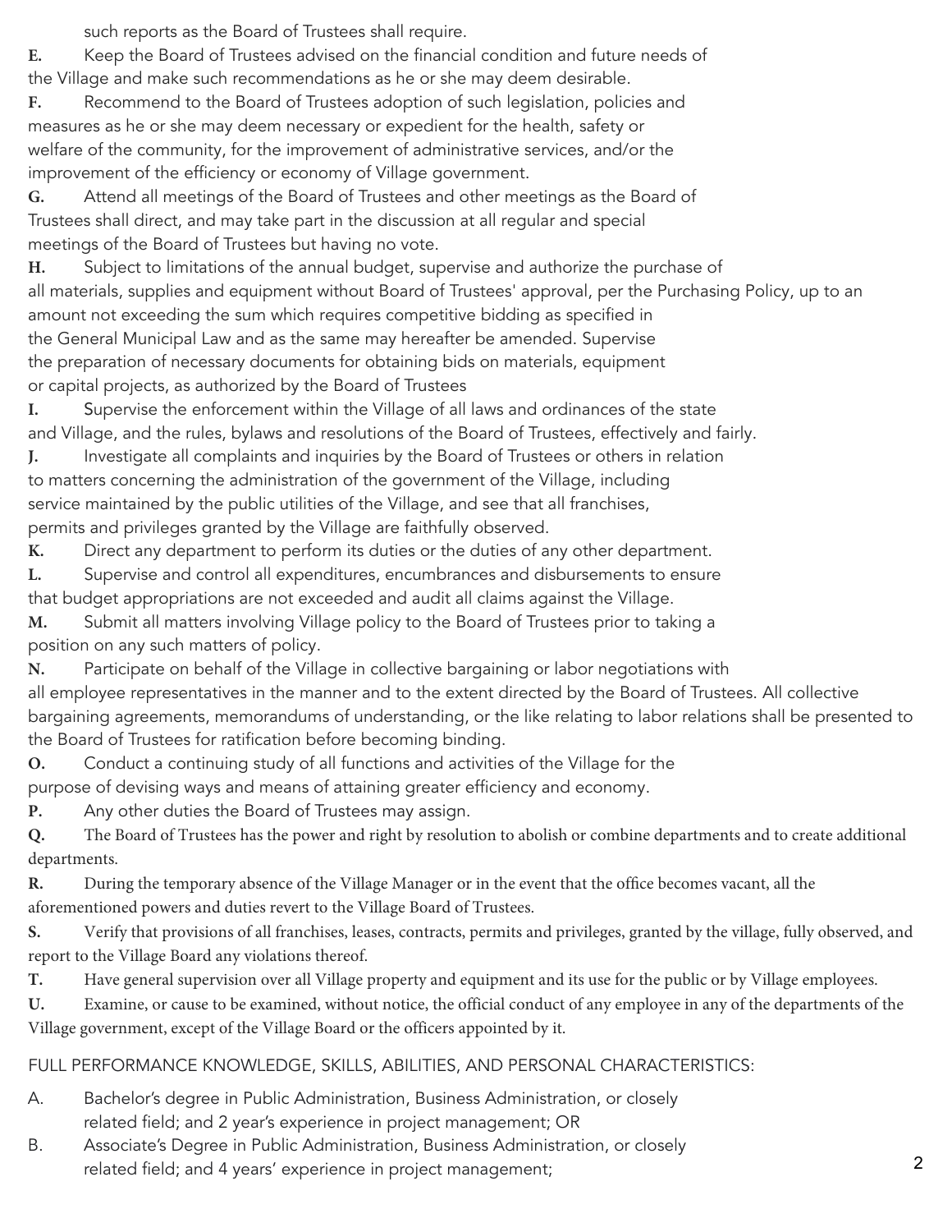such reports as the Board of Trustees shall require.

**E.** Keep the Board of Trustees advised on the financial condition and future needs of the Village and make such recommendations as he or she may deem desirable.

**F.** Recommend to the Board of Trustees adoption of such legislation, policies and measures as he or she may deem necessary or expedient for the health, safety or welfare of the community, for the improvement of administrative services, and/or the improvement of the efficiency or economy of Village government.

**G.** Attend all meetings of the Board of Trustees and other meetings as the Board of Trustees shall direct, and may take part in the discussion at all regular and special meetings of the Board of Trustees but having no vote.

**H.** Subject to limitations of the annual budget, supervise and authorize the purchase of all materials, supplies and equipment without Board of Trustees' approval, per the Purchasing Policy, up to an amount not exceeding the sum which requires competitive bidding as specified in the General Municipal Law and as the same may hereafter be amended. Supervise the preparation of necessary documents for obtaining bids on materials, equipment or capital projects, as authorized by the Board of Trustees

**I.** Supervise the enforcement within the Village of all laws and ordinances of the state and Village, and the rules, bylaws and resolutions of the Board of Trustees, effectively and fairly.

**J.** Investigate all complaints and inquiries by the Board of Trustees or others in relation to matters concerning the administration of the government of the Village, including service maintained by the public utilities of the Village, and see that all franchises, permits and privileges granted by the Village are faithfully observed.

**K.** Direct any department to perform its duties or the duties of any other department.

**L.** Supervise and control all expenditures, encumbrances and disbursements to ensure that budget appropriations are not exceeded and audit all claims against the Village.

**M.** Submit all matters involving Village policy to the Board of Trustees prior to taking a position on any such matters of policy.

**N.** Participate on behalf of the Village in collective bargaining or labor negotiations with all employee representatives in the manner and to the extent directed by the Board of Trustees. All collective bargaining agreements, memorandums of understanding, or the like relating to labor relations shall be presented to the Board of Trustees for ratification before becoming binding.

**O.** Conduct a continuing study of all functions and activities of the Village for the purpose of devising ways and means of attaining greater efficiency and economy.

**P.** Any other duties the Board of Trustees may assign.

**Q.** The Board of Trustees has the power and right by resolution to abolish or combine departments and to create additional departments.

**R.** During the temporary absence of the Village Manager or in the event that the office becomes vacant, all the aforementioned powers and duties revert to the Village Board of Trustees.

**S.** Verify that provisions of all franchises, leases, contracts, permits and privileges, granted by the village, fully observed, and report to the Village Board any violations thereof.

**T.** Have general supervision over all Village property and equipment and its use for the public or by Village employees.

**U.** Examine, or cause to be examined, without notice, the official conduct of any employee in any of the departments of the Village government, except of the Village Board or the officers appointed by it.

FULL PERFORMANCE KNOWLEDGE, SKILLS, ABILITIES, AND PERSONAL CHARACTERISTICS:

A. Bachelor's degree in Public Administration, Business Administration, or closely related field; and 2 year's experience in project management; OR

B. Associate's Degree in Public Administration, Business Administration, or closely related field; and 4 years' experience in project management;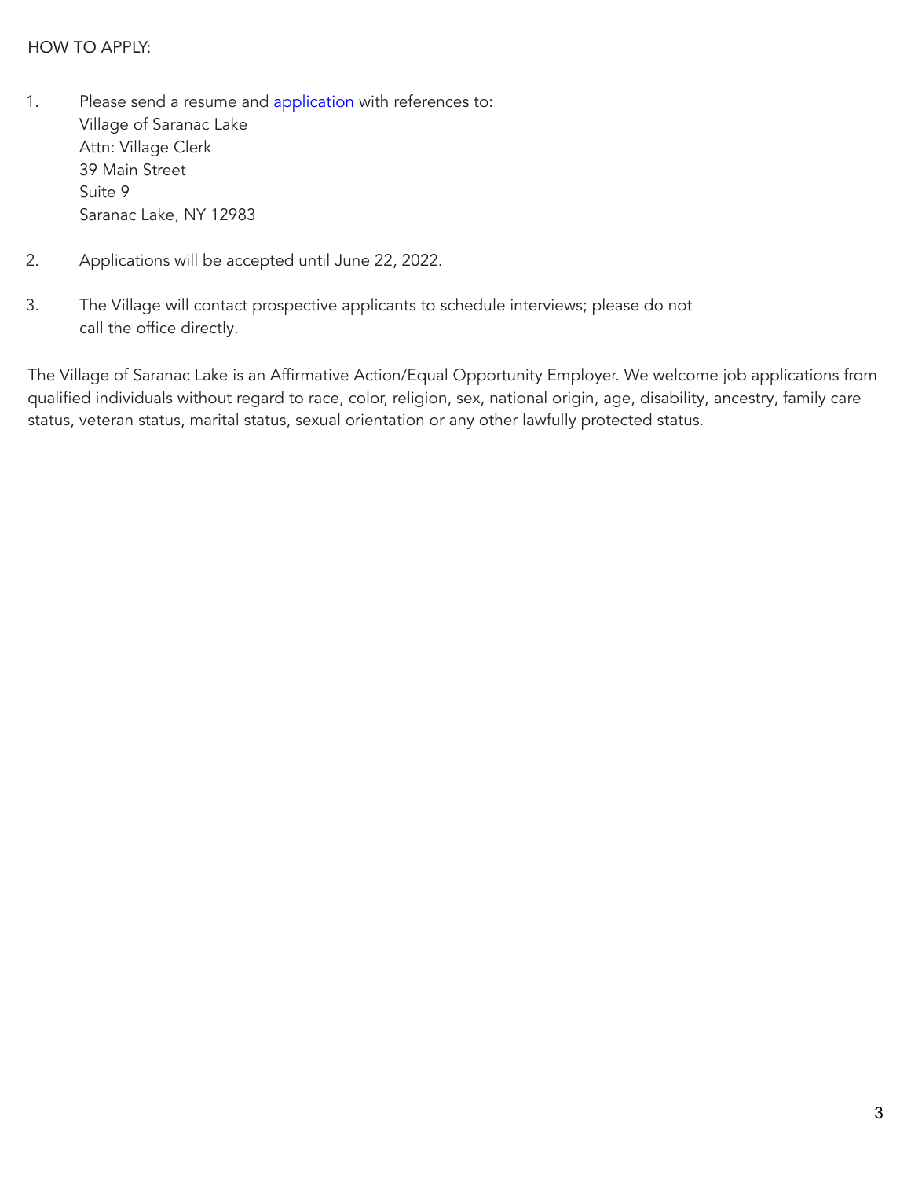HOW TO APPLY:

1. Please send a resume and application with references to:
   Village of Saranac Lake
   Attn: Village Clerk
   39 Main Street
   Suite 9
   Saranac Lake, NY 12983

2. Applications will be accepted until June 22, 2022.

3. The Village will contact prospective applicants to schedule interviews; please do not call the office directly.

The Village of Saranac Lake is an Affirmative Action/Equal Opportunity Employer. We welcome job applications from qualified individuals without regard to race, color, religion, sex, national origin, age, disability, ancestry, family care status, veteran status, marital status, sexual orientation or any other lawfully protected status.